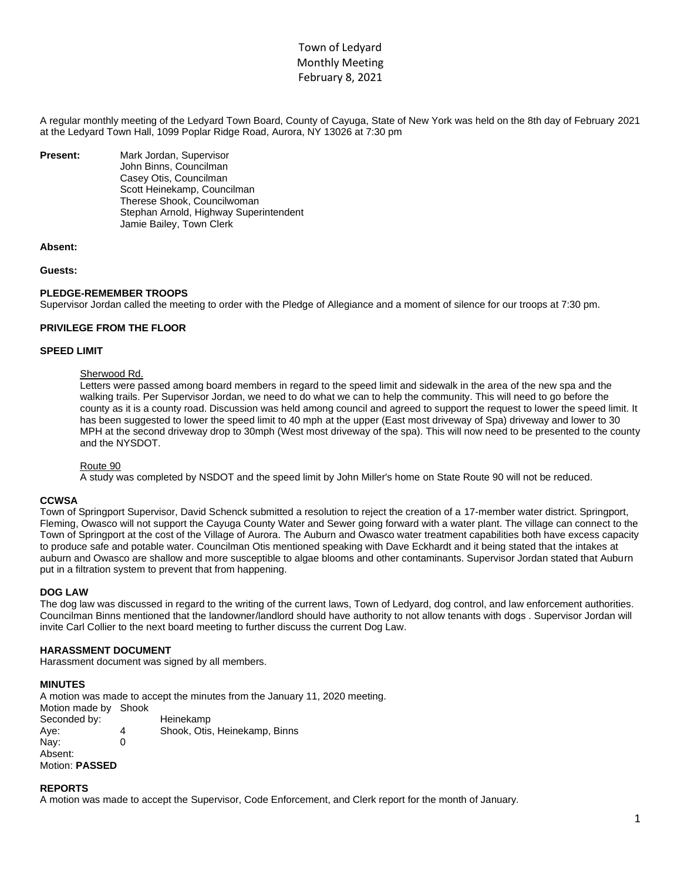# Town of Ledyard
## Monthly Meeting
## February 8, 2021

A regular monthly meeting of the Ledyard Town Board, County of Cayuga, State of New York was held on the 8th day of February 2021 at the Ledyard Town Hall, 1099 Poplar Ridge Road, Aurora, NY 13026 at 7:30 pm

**Present:** Mark Jordan, Supervisor
John Binns, Councilman
Casey Otis, Councilman
Scott Heinekamp, Councilman
Therese Shook, Councilwoman
Stephan Arnold, Highway Superintendent
Jamie Bailey, Town Clerk

**Absent:**

**Guests:**

**PLEDGE-REMEMBER TROOPS**

Supervisor Jordan called the meeting to order with the Pledge of Allegiance and a moment of silence for our troops at 7:30 pm.

**PRIVILEGE FROM THE FLOOR**

**SPEED LIMIT**

Sherwood Rd.

Letters were passed among board members in regard to the speed limit and sidewalk in the area of the new spa and the walking trails. Per Supervisor Jordan, we need to do what we can to help the community. This will need to go before the county as it is a county road. Discussion was held among council and agreed to support the request to lower the speed limit. It has been suggested to lower the speed limit to 40 mph at the upper (East most driveway of Spa) driveway and lower to 30 MPH at the second driveway drop to 30mph (West most driveway of the spa). This will now need to be presented to the county and the NYSDOT.

Route 90

A study was completed by NSDOT and the speed limit by John Miller's home on State Route 90 will not be reduced.

**CCWSA**

Town of Springport Supervisor, David Schenck submitted a resolution to reject the creation of a 17-member water district. Springport, Fleming, Owasco will not support the Cayuga County Water and Sewer going forward with a water plant. The village can connect to the Town of Springport at the cost of the Village of Aurora. The Auburn and Owasco water treatment capabilities both have excess capacity to produce safe and potable water. Councilman Otis mentioned speaking with Dave Eckhardt and it being stated that the intakes at auburn and Owasco are shallow and more susceptible to algae blooms and other contaminants. Supervisor Jordan stated that Auburn put in a filtration system to prevent that from happening.

**DOG LAW**

The dog law was discussed in regard to the writing of the current laws, Town of Ledyard, dog control, and law enforcement authorities. Councilman Binns mentioned that the landowner/landlord should have authority to not allow tenants with dogs . Supervisor Jordan will invite Carl Collier to the next board meeting to further discuss the current Dog Law.

**HARASSMENT DOCUMENT**

Harassment document was signed by all members.

**MINUTES**

A motion was made to accept the minutes from the January 11, 2020 meeting.

Motion made by Shook
Seconded by: Heinekamp
Aye: 4 Shook, Otis, Heinekamp, Binns
Nay: 0
Absent:
Motion: **PASSED**

**REPORTS**

A motion was made to accept the Supervisor, Code Enforcement, and Clerk report for the month of January.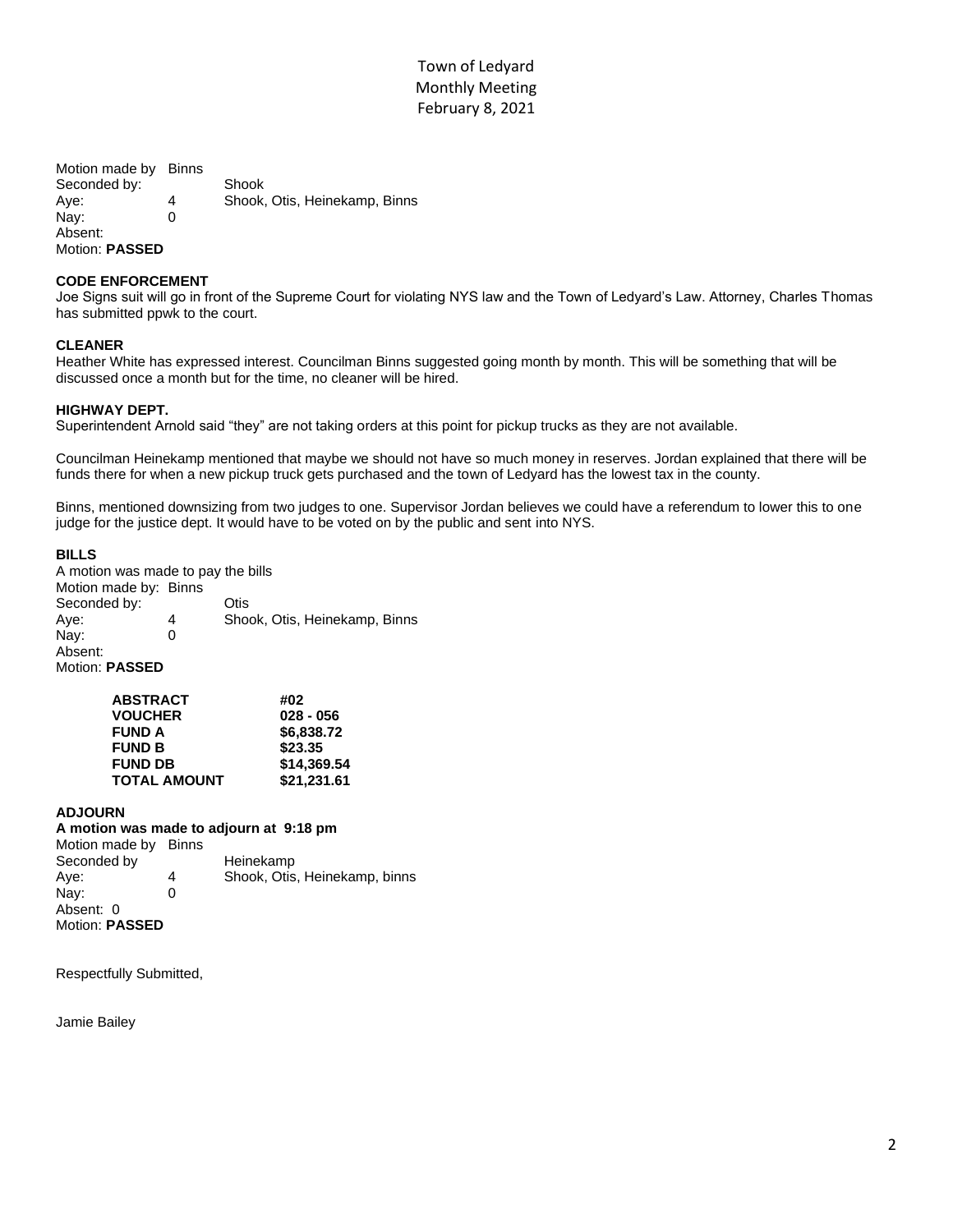Town of Ledyard
Monthly Meeting
February 8, 2021

Motion made by Binns
Seconded by: Shook
Aye: 4 Shook, Otis, Heinekamp, Binns
Nay: 0
Absent:
Motion: **PASSED**

**CODE ENFORCEMENT**

Joe Signs suit will go in front of the Supreme Court for violating NYS law and the Town of Ledyard's Law. Attorney, Charles Thomas has submitted ppwk to the court.

**CLEANER**

Heather White has expressed interest. Councilman Binns suggested going month by month. This will be something that will be discussed once a month but for the time, no cleaner will be hired.

**HIGHWAY DEPT.**

Superintendent Arnold said "they" are not taking orders at this point for pickup trucks as they are not available.

Councilman Heinekamp mentioned that maybe we should not have so much money in reserves. Jordan explained that there will be funds there for when a new pickup truck gets purchased and the town of Ledyard has the lowest tax in the county.

Binns, mentioned downsizing from two judges to one. Supervisor Jordan believes we could have a referendum to lower this to one judge for the justice dept. It would have to be voted on by the public and sent into NYS.

**BILLS**

A motion was made to pay the bills
Motion made by: Binns
Seconded by: Otis
Aye: 4 Shook, Otis, Heinekamp, Binns
Nay: 0
Absent:
Motion: **PASSED**

| | |
|---|---|
| **ABSTRACT** | **#02** |
| **VOUCHER** | **028 - 056** |
| **FUND A** | **$6,838.72** |
| **FUND B** | **$23.35** |
| **FUND DB** | **$14,369.54** |
| **TOTAL AMOUNT** | **$21,231.61** |

**ADJOURN**

**A motion was made to adjourn at 9:18 pm**
Motion made by Binns
Seconded by Heinekamp
Aye: 4 Shook, Otis, Heinekamp, binns
Nay: 0
Absent: 0
Motion: **PASSED**

Respectfully Submitted,

Jamie Bailey